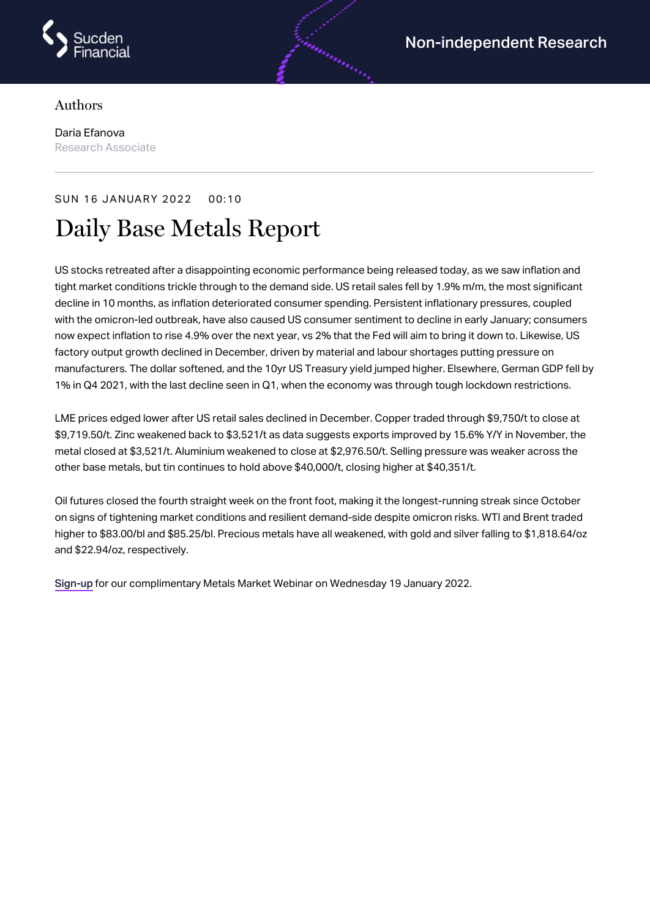Non-independent Research

Authors

Daria Efanova
Research Associate

SUN 16 JANUARY 2022 00:10

# Daily Base Metals Report

US stocks retreated after a disappointing economic performance being released today, as we saw inflation and tight market conditions trickle through to the demand side. US retail sales fell by 1.9% m/m, the most significant decline in 10 months, as inflation deteriorated consumer spending. Persistent inflationary pressures, coupled with the omicron-led outbreak, have also caused US consumer sentiment to decline in early January; consumers now expect inflation to rise 4.9% over the next year, vs 2% that the Fed will aim to bring it down to. Likewise, US factory output growth declined in December, driven by material and labour shortages putting pressure on manufacturers. The dollar softened, and the 10yr US Treasury yield jumped higher. Elsewhere, German GDP fell by 1% in Q4 2021, with the last decline seen in Q1, when the economy was through tough lockdown restrictions.

LME prices edged lower after US retail sales declined in December. Copper traded through $9,750/t to close at $9,719.50/t. Zinc weakened back to $3,521/t as data suggests exports improved by 15.6% Y/Y in November, the metal closed at $3,521/t. Aluminium weakened to close at $2,976.50/t. Selling pressure was weaker across the other base metals, but tin continues to hold above $40,000/t, closing higher at $40,351/t.

Oil futures closed the fourth straight week on the front foot, making it the longest-running streak since October on signs of tightening market conditions and resilient demand-side despite omicron risks. WTI and Brent traded higher to $83.00/bl and $85.25/bl. Precious metals have all weakened, with gold and silver falling to $1,818.64/oz and $22.94/oz, respectively.

Sign-up for our complimentary Metals Market Webinar on Wednesday 19 January 2022.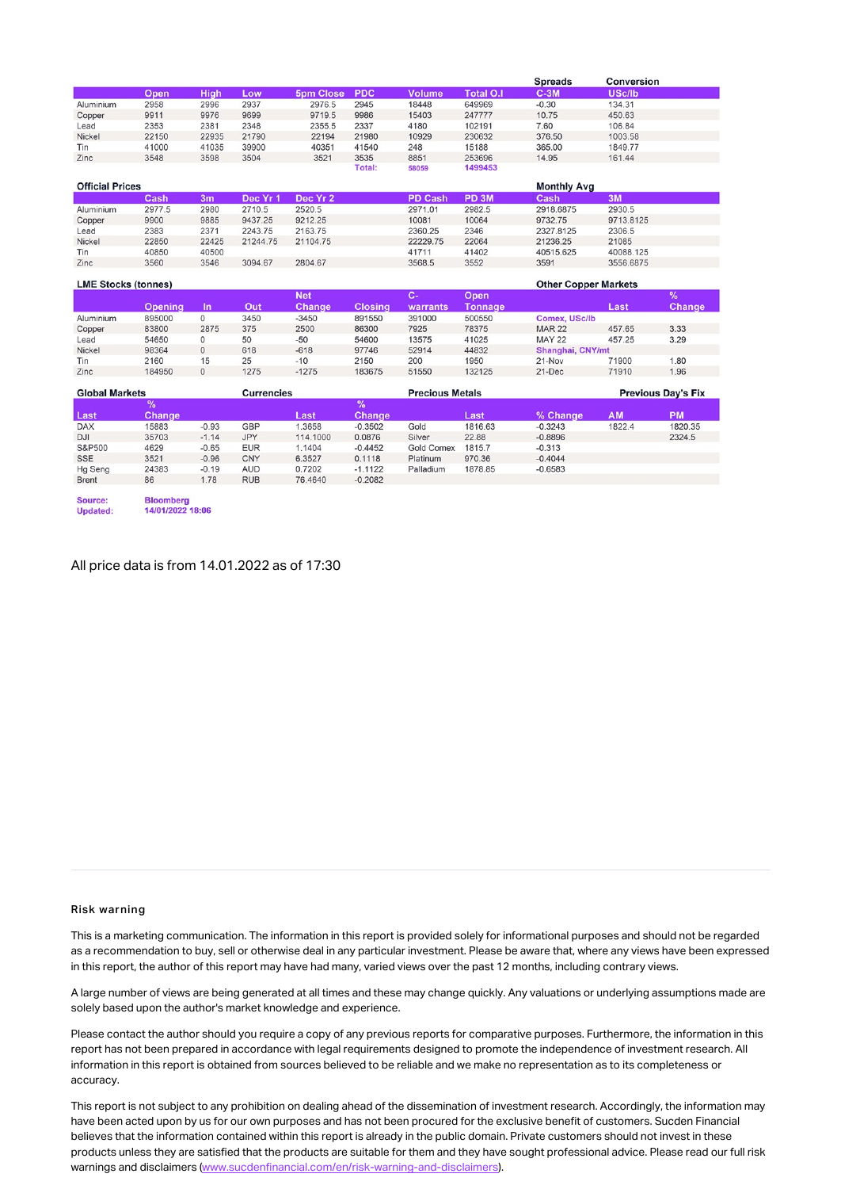| | Open | High | Low | 5pm Close | PDC | Volume | Total O.I | Spreads C-3M | Conversion USc/lb |
|---|---|---|---|---|---|---|---|---|---|
| Aluminium | 2958 | 2996 | 2937 | 2976.5 | 2945 | 18448 | 649969 | -0.30 | 134.31 |
| Copper | 9911 | 9976 | 9699 | 9719.5 | 9986 | 15403 | 247777 | 10.75 | 450.63 |
| Lead | 2353 | 2381 | 2348 | 2355.5 | 2337 | 4180 | 102191 | 7.60 | 106.84 |
| Nickel | 22150 | 22935 | 21790 | 22194 | 21980 | 10929 | 230632 | 376.50 | 1003.58 |
| Tin | 41000 | 41035 | 39900 | 40351 | 41540 | 248 | 15188 | 365.00 | 1849.77 |
| Zinc | 3548 | 3598 | 3504 | 3521 | 3535 | 8851 | 253696 | 14.95 | 161.44 |
| | | | | | Total: | 58059 | 1499453 | | |

**Official Prices**

| | Cash | 3m | Dec Yr 1 | Dec Yr 2 | PD Cash | PD 3M | Monthly Avg Cash | Monthly Avg 3M |
|---|---|---|---|---|---|---|---|---|
| Aluminium | 2977.5 | 2980 | 2710.5 | 2520.5 | 2971.01 | 2982.5 | 2918.6875 | 2930.5 |
| Copper | 9900 | 9885 | 9437.25 | 9212.25 | 10081 | 10064 | 9732.75 | 9713.8125 |
| Lead | 2383 | 2371 | 2243.75 | 2163.75 | 2360.25 | 2346 | 2327.8125 | 2306.5 |
| Nickel | 22850 | 22425 | 21244.75 | 21104.75 | 22229.75 | 22064 | 21236.25 | 21085 |
| Tin | 40850 | 40500 | | | 41711 | 41402 | 40515.625 | 40088.125 |
| Zinc | 3560 | 3546 | 3094.67 | 2804.67 | 3568.5 | 3552 | 3591 | 3556.6875 |

**LME Stocks (tonnes)**

| | Opening | In | Out | Net Change | Closing | C-warrants | Open Tonnage |
|---|---|---|---|---|---|---|---|
| Aluminium | 895000 | 0 | 3450 | -3450 | 891550 | 391000 | 500550 |
| Copper | 83800 | 2875 | 375 | 2500 | 86300 | 7925 | 78375 |
| Lead | 54650 | 0 | 50 | -50 | 54600 | 13575 | 41025 |
| Nickel | 98364 | 0 | 618 | -618 | 97746 | 52914 | 44832 |
| Tin | 2160 | 15 | 25 | -10 | 2150 | 200 | 1950 |
| Zinc | 184950 | 0 | 1275 | -1275 | 183675 | 51550 | 132125 |

**Other Copper Markets**

| | Last | % Change |
|---|---|---|
| Comex, USc/lb | | |
| MAR 22 | 457.65 | 3.33 |
| MAY 22 | 457.25 | 3.29 |
| Shanghai, CNY/mt | | |
| 21-Nov | 71900 | 1.80 |
| 21-Dec | 71910 | 1.96 |

**Global Markets**

| | Last | % Change |
|---|---|---|
| DAX | 15883 | -0.93 |
| DJI | 35703 | -1.14 |
| S&P500 | 4629 | -0.65 |
| SSE | 3521 | -0.96 |
| Hg Seng | 24383 | -0.19 |
| Brent | 86 | 1.78 |

**Currencies**

| | Last | % Change |
|---|---|---|
| GBP | 1.3658 | -0.3502 |
| JPY | 114.1000 | 0.0876 |
| EUR | 1.1404 | -0.4452 |
| CNY | 6.3527 | 0.1118 |
| AUD | 0.7202 | -1.1122 |
| RUB | 76.4640 | -0.2082 |

**Precious Metals**

| | Last | % Change | Previous Day's Fix AM | Previous Day's Fix PM |
|---|---|---|---|---|
| Gold | 1816.63 | -0.3243 | 1822.4 | 1820.35 |
| Silver | 22.88 | -0.8896 | | 2324.5 |
| Gold Comex | 1815.7 | -0.313 | | |
| Platinum | 970.36 | -0.4044 | | |
| Palladium | 1878.85 | -0.6583 | | |

Source: Bloomberg
Updated: 14/01/2022 18:06

All price data is from 14.01.2022 as of 17:30

## Risk warning

This is a marketing communication. The information in this report is provided solely for informational purposes and should not be regarded as a recommendation to buy, sell or otherwise deal in any particular investment. Please be aware that, where any views have been expressed in this report, the author of this report may have had many, varied views over the past 12 months, including contrary views.

A large number of views are being generated at all times and these may change quickly. Any valuations or underlying assumptions made are solely based upon the author's market knowledge and experience.

Please contact the author should you require a copy of any previous reports for comparative purposes. Furthermore, the information in this report has not been prepared in accordance with legal requirements designed to promote the independence of investment research. All information in this report is obtained from sources believed to be reliable and we make no representation as to its completeness or accuracy.

This report is not subject to any prohibition on dealing ahead of the dissemination of investment research. Accordingly, the information may have been acted upon by us for our own purposes and has not been procured for the exclusive benefit of customers. Sucden Financial believes that the information contained within this report is already in the public domain. Private customers should not invest in these products unless they are satisfied that the products are suitable for them and they have sought professional advice. Please read our full risk warnings and disclaimers (www.sucdenfinancial.com/en/risk-warning-and-disclaimers).